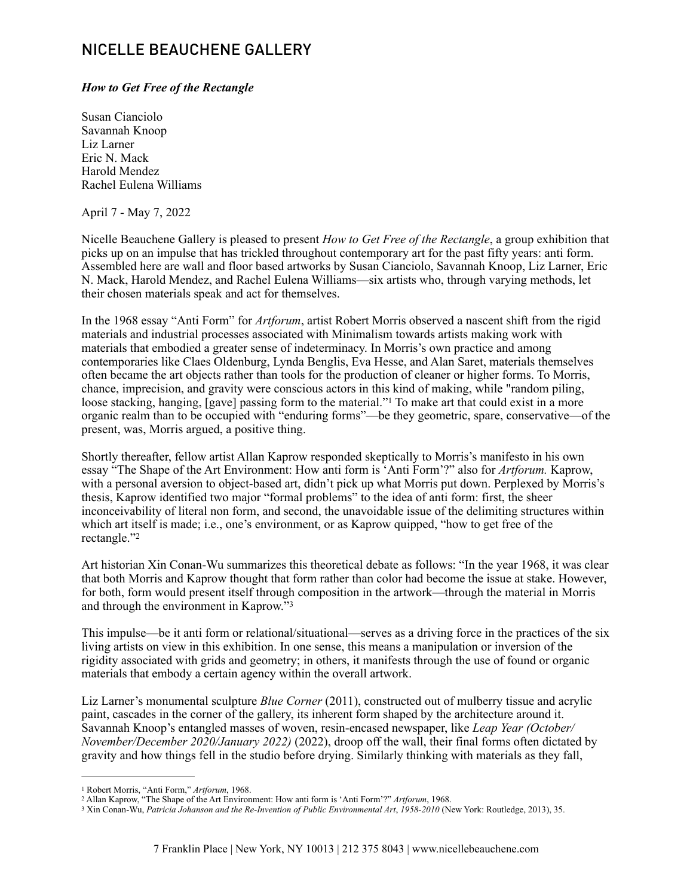# NICELLE BEAUCHENE GALLERY

***How to Get Free of the Rectangle***

Susan Cianciolo
Savannah Knoop
Liz Larner
Eric N. Mack
Harold Mendez
Rachel Eulena Williams

April 7 - May 7, 2022

Nicelle Beauchene Gallery is pleased to present *How to Get Free of the Rectangle*, a group exhibition that picks up on an impulse that has trickled throughout contemporary art for the past fifty years: anti form. Assembled here are wall and floor based artworks by Susan Cianciolo, Savannah Knoop, Liz Larner, Eric N. Mack, Harold Mendez, and Rachel Eulena Williams—six artists who, through varying methods, let their chosen materials speak and act for themselves.

In the 1968 essay "Anti Form" for *Artforum*, artist Robert Morris observed a nascent shift from the rigid materials and industrial processes associated with Minimalism towards artists making work with materials that embodied a greater sense of indeterminacy. In Morris's own practice and among contemporaries like Claes Oldenburg, Lynda Benglis, Eva Hesse, and Alan Saret, materials themselves often became the art objects rather than tools for the production of cleaner or higher forms. To Morris, chance, imprecision, and gravity were conscious actors in this kind of making, while "random piling, loose stacking, hanging, [gave] passing form to the material."[1] To make art that could exist in a more organic realm than to be occupied with "enduring forms"—be they geometric, spare, conservative—of the present, was, Morris argued, a positive thing.

Shortly thereafter, fellow artist Allan Kaprow responded skeptically to Morris's manifesto in his own essay "The Shape of the Art Environment: How anti form is 'Anti Form'?" also for *Artforum.* Kaprow, with a personal aversion to object-based art, didn't pick up what Morris put down. Perplexed by Morris's thesis, Kaprow identified two major "formal problems" to the idea of anti form: first, the sheer inconceivability of literal non form, and second, the unavoidable issue of the delimiting structures within which art itself is made; i.e., one's environment, or as Kaprow quipped, "how to get free of the rectangle."[2]

Art historian Xin Conan-Wu summarizes this theoretical debate as follows: "In the year 1968, it was clear that both Morris and Kaprow thought that form rather than color had become the issue at stake. However, for both, form would present itself through composition in the artwork—through the material in Morris and through the environment in Kaprow."[3]

This impulse—be it anti form or relational/situational—serves as a driving force in the practices of the six living artists on view in this exhibition. In one sense, this means a manipulation or inversion of the rigidity associated with grids and geometry; in others, it manifests through the use of found or organic materials that embody a certain agency within the overall artwork.

Liz Larner's monumental sculpture *Blue Corner* (2011), constructed out of mulberry tissue and acrylic paint, cascades in the corner of the gallery, its inherent form shaped by the architecture around it. Savannah Knoop's entangled masses of woven, resin-encased newspaper, like *Leap Year (October/November/December 2020/January 2022)* (2022), droop off the wall, their final forms often dictated by gravity and how things fell in the studio before drying. Similarly thinking with materials as they fall,

---

[1] Robert Morris, "Anti Form," *Artforum*, 1968.
[2] Allan Kaprow, "The Shape of the Art Environment: How anti form is 'Anti Form'?" *Artforum*, 1968.
[3] Xin Conan-Wu, *Patricia Johanson and the Re-Invention of Public Environmental Art*, *1958-2010* (New York: Routledge, 2013), 35.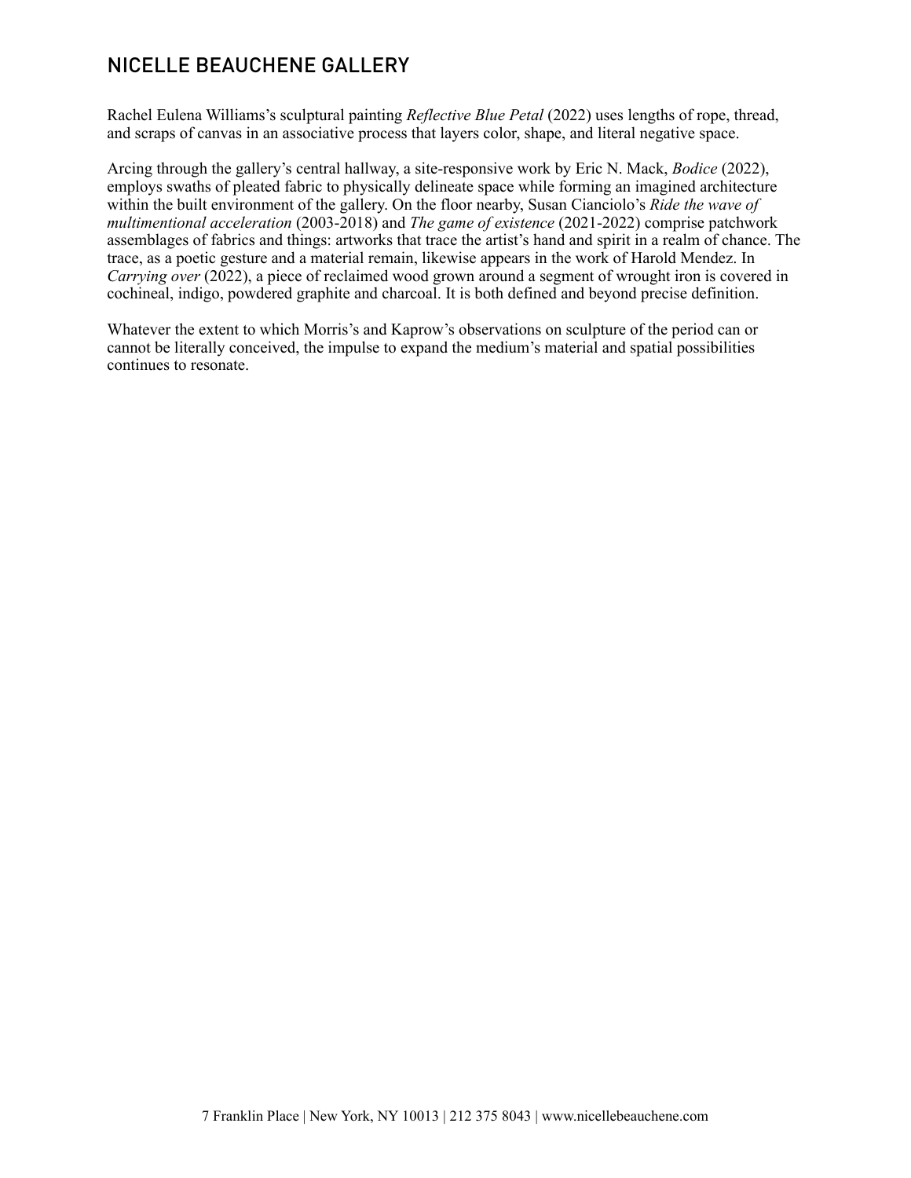Rachel Eulena Williams's sculptural painting *Reflective Blue Petal* (2022) uses lengths of rope, thread, and scraps of canvas in an associative process that layers color, shape, and literal negative space.

Arcing through the gallery's central hallway, a site-responsive work by Eric N. Mack, *Bodice* (2022), employs swaths of pleated fabric to physically delineate space while forming an imagined architecture within the built environment of the gallery. On the floor nearby, Susan Cianciolo's *Ride the wave of multimentional acceleration* (2003-2018) and *The game of existence* (2021-2022) comprise patchwork assemblages of fabrics and things: artworks that trace the artist's hand and spirit in a realm of chance. The trace, as a poetic gesture and a material remain, likewise appears in the work of Harold Mendez. In *Carrying over* (2022), a piece of reclaimed wood grown around a segment of wrought iron is covered in cochineal, indigo, powdered graphite and charcoal. It is both defined and beyond precise definition.

Whatever the extent to which Morris's and Kaprow's observations on sculpture of the period can or cannot be literally conceived, the impulse to expand the medium's material and spatial possibilities continues to resonate.